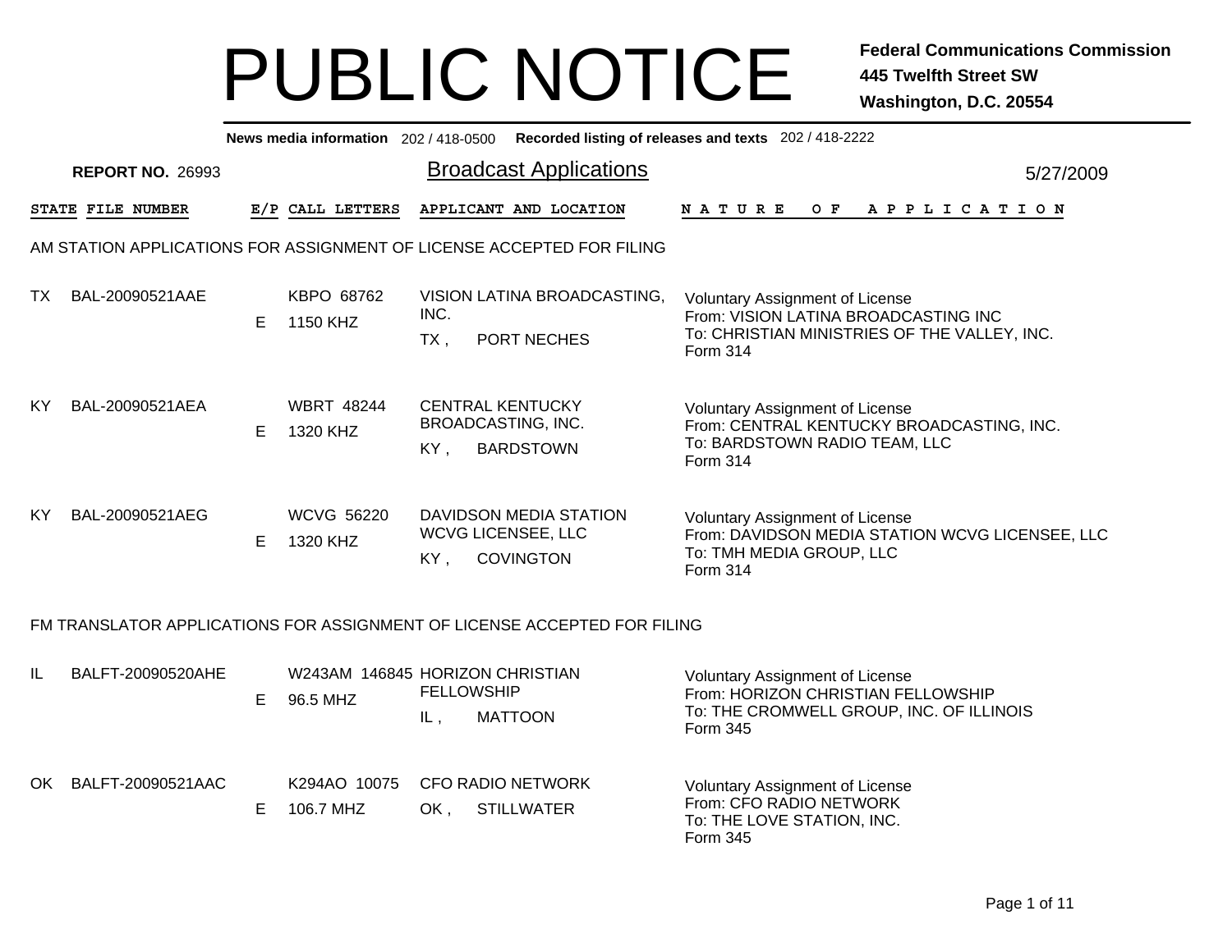# PUBLIC NOTICE

**Federal Communications Commission**
**445 Twelfth Street SW**
**Washington, D.C. 20554**

**News media information** 202 / 418-0500 **Recorded listing of releases and texts** 202 / 418-2222

**REPORT NO.** 26993

## Broadcast Applications

5/27/2009

### AM STATION APPLICATIONS FOR ASSIGNMENT OF LICENSE ACCEPTED FOR FILING

| STATE | FILE NUMBER | E/P | CALL LETTERS | APPLICANT AND LOCATION | NATURE OF APPLICATION |
|---|---|---|---|---|---|
| TX | BAL-20090521AAE | E | KBPO 68762<br>1150 KHZ | VISION LATINA BROADCASTING, INC.<br>TX , PORT NECHES | Voluntary Assignment of License<br>From: VISION LATINA BROADCASTING INC<br>To: CHRISTIAN MINISTRIES OF THE VALLEY, INC.<br>Form 314 |
| KY | BAL-20090521AEA | E | WBRT 48244<br>1320 KHZ | CENTRAL KENTUCKY BROADCASTING, INC.<br>KY , BARDSTOWN | Voluntary Assignment of License<br>From: CENTRAL KENTUCKY BROADCASTING, INC.<br>To: BARDSTOWN RADIO TEAM, LLC<br>Form 314 |
| KY | BAL-20090521AEG | E | WCVG 56220<br>1320 KHZ | DAVIDSON MEDIA STATION WCVG LICENSEE, LLC<br>KY , COVINGTON | Voluntary Assignment of License<br>From: DAVIDSON MEDIA STATION WCVG LICENSEE, LLC<br>To: TMH MEDIA GROUP, LLC<br>Form 314 |

### FM TRANSLATOR APPLICATIONS FOR ASSIGNMENT OF LICENSE ACCEPTED FOR FILING

| STATE | FILE NUMBER | E/P | CALL LETTERS | APPLICANT AND LOCATION | NATURE OF APPLICATION |
|---|---|---|---|---|---|
| IL | BALFT-20090520AHE | E | W243AM 146845<br>96.5 MHZ | HORIZON CHRISTIAN FELLOWSHIP<br>IL , MATTOON | Voluntary Assignment of License<br>From: HORIZON CHRISTIAN FELLOWSHIP<br>To: THE CROMWELL GROUP, INC. OF ILLINOIS<br>Form 345 |
| OK | BALFT-20090521AAC | E | K294AO 10075<br>106.7 MHZ | CFO RADIO NETWORK<br>OK , STILLWATER | Voluntary Assignment of License<br>From: CFO RADIO NETWORK<br>To: THE LOVE STATION, INC.<br>Form 345 |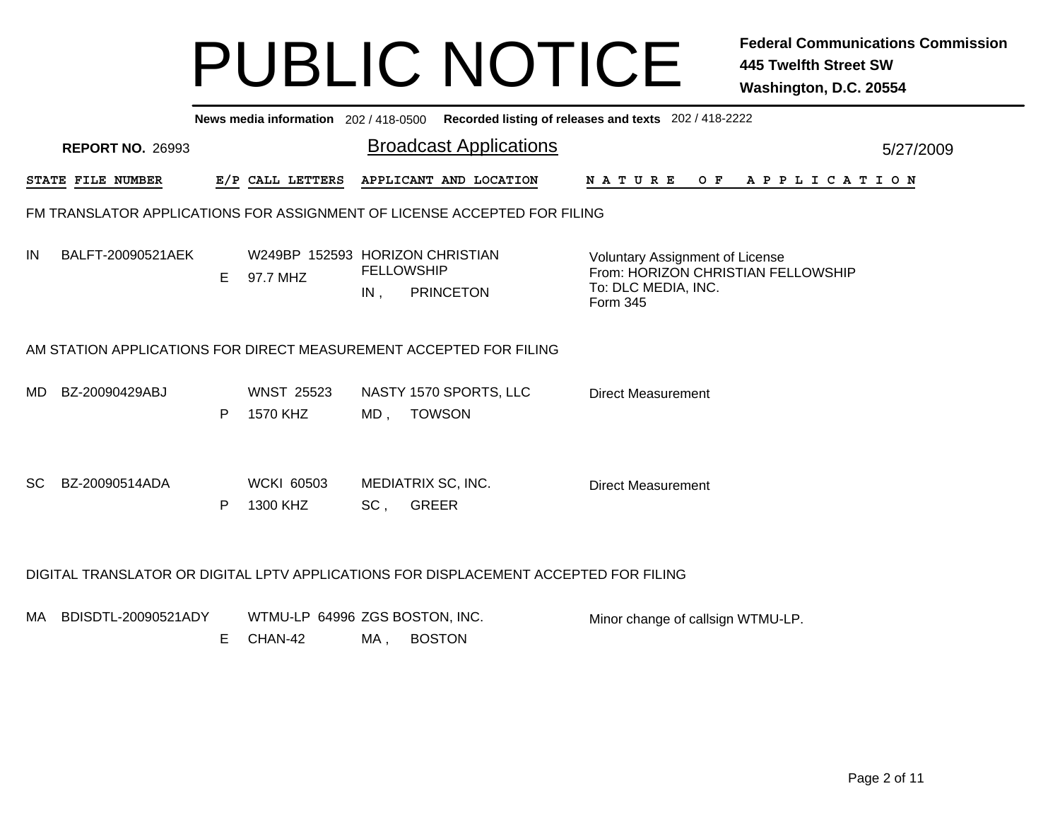# PUBLIC NOTICE

**Federal Communications Commission**
**445 Twelfth Street SW**
**Washington, D.C. 20554**

**News media information** 202 / 418-0500 **Recorded listing of releases and texts** 202 / 418-2222

**REPORT NO.** 26993

## Broadcast Applications

5/27/2009

| STATE | FILE NUMBER | E/P | CALL LETTERS | APPLICANT AND LOCATION | NATURE OF APPLICATION |
|---|---|---|---|---|---|

### FM TRANSLATOR APPLICATIONS FOR ASSIGNMENT OF LICENSE ACCEPTED FOR FILING

| STATE | FILE NUMBER | E/P | CALL LETTERS | APPLICANT AND LOCATION | NATURE OF APPLICATION |
|---|---|---|---|---|---|
| IN | BALFT-20090521AEK | E | W249BP 152593<br>97.7 MHZ | HORIZON CHRISTIAN FELLOWSHIP<br>IN , PRINCETON | Voluntary Assignment of License<br>From: HORIZON CHRISTIAN FELLOWSHIP<br>To: DLC MEDIA, INC.<br>Form 345 |

### AM STATION APPLICATIONS FOR DIRECT MEASUREMENT ACCEPTED FOR FILING

| STATE | FILE NUMBER | E/P | CALL LETTERS | APPLICANT AND LOCATION | NATURE OF APPLICATION |
|---|---|---|---|---|---|
| MD | BZ-20090429ABJ | P | WNST 25523<br>1570 KHZ | NASTY 1570 SPORTS, LLC<br>MD , TOWSON | Direct Measurement |
| SC | BZ-20090514ADA | P | WCKI 60503<br>1300 KHZ | MEDIATRIX SC, INC.<br>SC , GREER | Direct Measurement |

### DIGITAL TRANSLATOR OR DIGITAL LPTV APPLICATIONS FOR DISPLACEMENT ACCEPTED FOR FILING

| STATE | FILE NUMBER | E/P | CALL LETTERS | APPLICANT AND LOCATION | NATURE OF APPLICATION |
|---|---|---|---|---|---|
| MA | BDISDTL-20090521ADY | E | WTMU-LP 64996<br>CHAN-42 | ZGS BOSTON, INC.<br>MA , BOSTON | Minor change of callsign WTMU-LP. |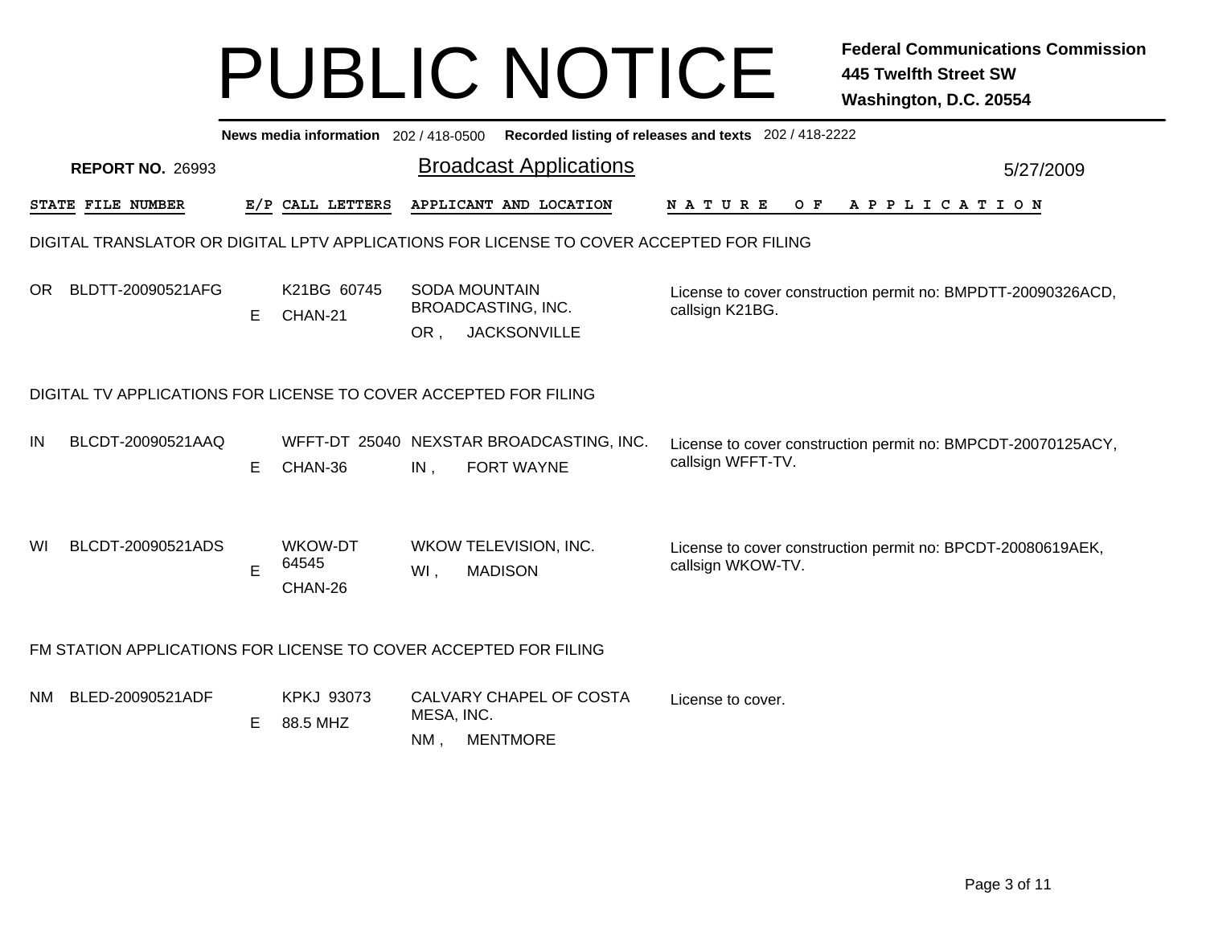# PUBLIC NOTICE

**Federal Communications Commission**
**445 Twelfth Street SW**
**Washington, D.C. 20554**

**News media information** 202 / 418-0500 **Recorded listing of releases and texts** 202 / 418-2222

**REPORT NO.** 26993

## Broadcast Applications

5/27/2009

| STATE | FILE NUMBER | E/P | CALL LETTERS | APPLICANT AND LOCATION | NATURE OF APPLICATION |
|---|---|---|---|---|---|

### DIGITAL TRANSLATOR OR DIGITAL LPTV APPLICATIONS FOR LICENSE TO COVER ACCEPTED FOR FILING

| STATE | FILE NUMBER | E/P | CALL LETTERS | APPLICANT AND LOCATION | NATURE OF APPLICATION |
|---|---|---|---|---|---|
| OR | BLDTT-20090521AFG | E | K21BG 60745 CHAN-21 | SODA MOUNTAIN BROADCASTING, INC. OR , JACKSONVILLE | License to cover construction permit no: BMPDTT-20090326ACD, callsign K21BG. |

### DIGITAL TV APPLICATIONS FOR LICENSE TO COVER ACCEPTED FOR FILING

| STATE | FILE NUMBER | E/P | CALL LETTERS | APPLICANT AND LOCATION | NATURE OF APPLICATION |
|---|---|---|---|---|---|
| IN | BLCDT-20090521AAQ | E | WFFT-DT 25040 CHAN-36 | NEXSTAR BROADCASTING, INC. IN , FORT WAYNE | License to cover construction permit no: BMPCDT-20070125ACY, callsign WFFT-TV. |
| WI | BLCDT-20090521ADS | E | WKOW-DT 64545 CHAN-26 | WKOW TELEVISION, INC. WI , MADISON | License to cover construction permit no: BPCDT-20080619AEK, callsign WKOW-TV. |

### FM STATION APPLICATIONS FOR LICENSE TO COVER ACCEPTED FOR FILING

| STATE | FILE NUMBER | E/P | CALL LETTERS | APPLICANT AND LOCATION | NATURE OF APPLICATION |
|---|---|---|---|---|---|
| NM | BLED-20090521ADF | E | KPKJ 93073 88.5 MHZ | CALVARY CHAPEL OF COSTA MESA, INC. NM , MENTMORE | License to cover. |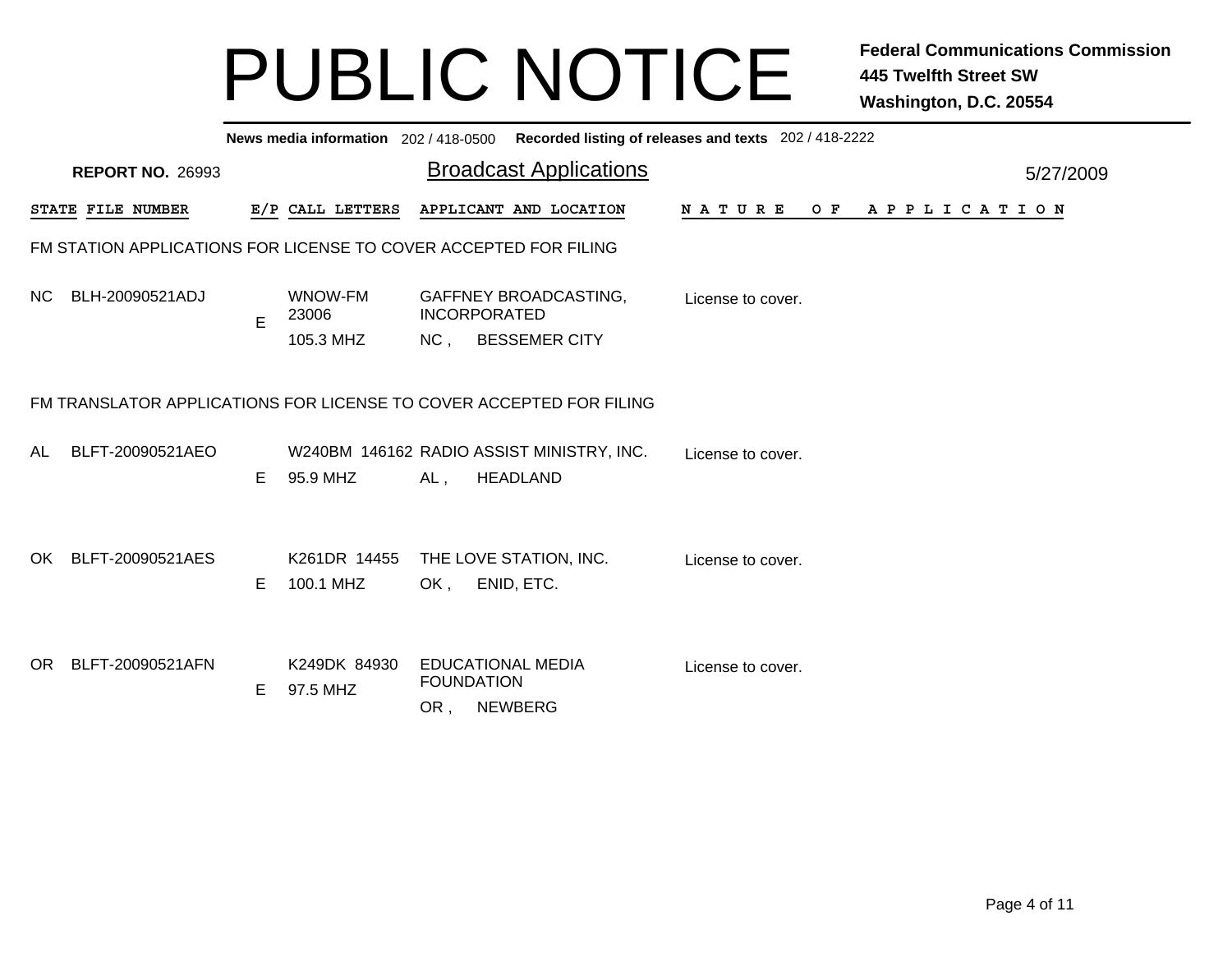# PUBLIC NOTICE

**Federal Communications Commission**
**445 Twelfth Street SW**
**Washington, D.C. 20554**

**News media information** 202 / 418-0500 **Recorded listing of releases and texts** 202 / 418-2222

**REPORT NO.** 26993

## Broadcast Applications

5/27/2009

| STATE | FILE NUMBER | E/P | CALL LETTERS | APPLICANT AND LOCATION | NATURE OF APPLICATION |
|---|---|---|---|---|---|

### FM STATION APPLICATIONS FOR LICENSE TO COVER ACCEPTED FOR FILING

| STATE | FILE NUMBER | E/P | CALL LETTERS | APPLICANT AND LOCATION | NATURE OF APPLICATION |
|---|---|---|---|---|---|
| NC | BLH-20090521ADJ | E | WNOW-FM 23006 105.3 MHZ | GAFFNEY BROADCASTING, INCORPORATED NC , BESSEMER CITY | License to cover. |

### FM TRANSLATOR APPLICATIONS FOR LICENSE TO COVER ACCEPTED FOR FILING

| STATE | FILE NUMBER | E/P | CALL LETTERS | APPLICANT AND LOCATION | NATURE OF APPLICATION |
|---|---|---|---|---|---|
| AL | BLFT-20090521AEO | E | W240BM 146162 95.9 MHZ | RADIO ASSIST MINISTRY, INC. AL , HEADLAND | License to cover. |
| OK | BLFT-20090521AES | E | K261DR 14455 100.1 MHZ | THE LOVE STATION, INC. OK , ENID, ETC. | License to cover. |
| OR | BLFT-20090521AFN | E | K249DK 84930 97.5 MHZ | EDUCATIONAL MEDIA FOUNDATION OR , NEWBERG | License to cover. |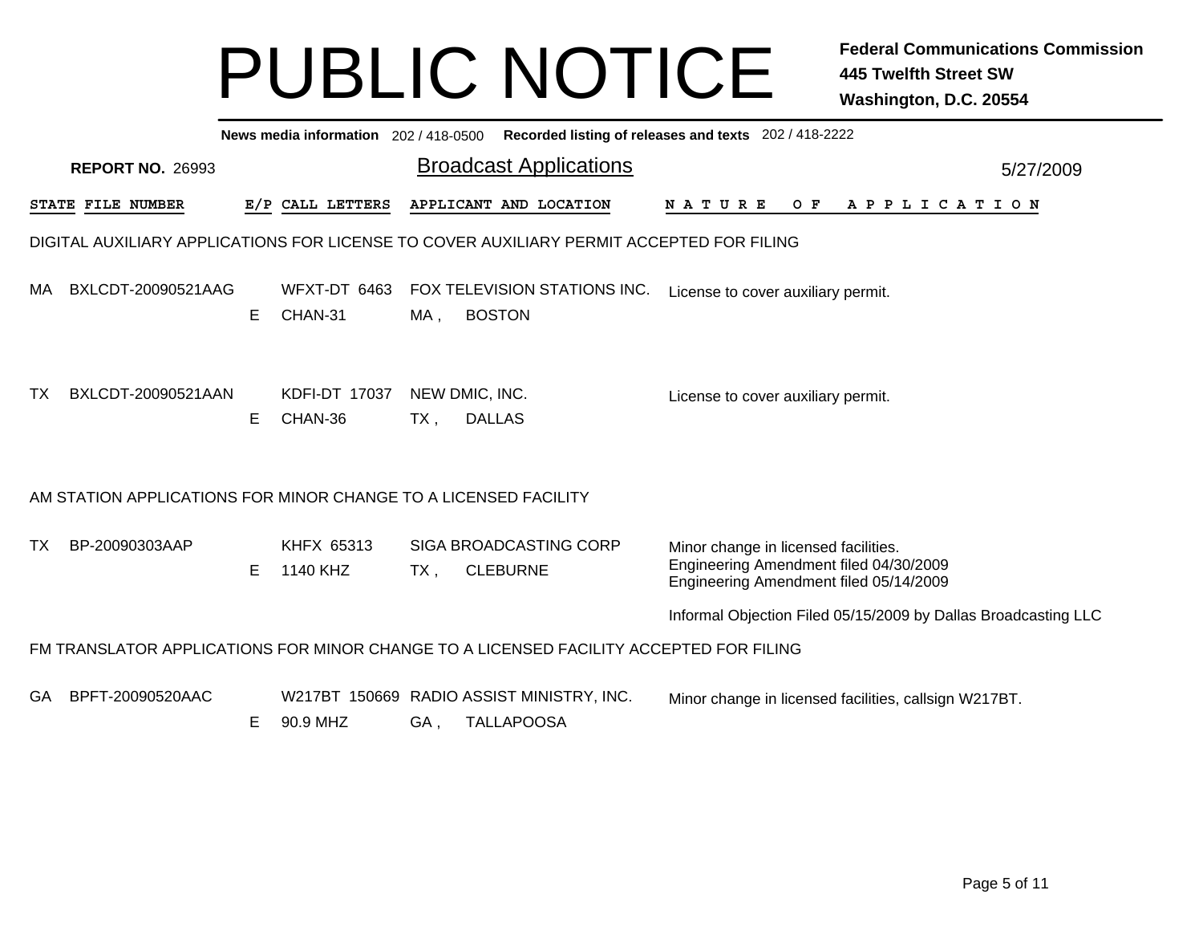# PUBLIC NOTICE

**Federal Communications Commission**
**445 Twelfth Street SW**
**Washington, D.C. 20554**

**News media information** 202 / 418-0500 **Recorded listing of releases and texts** 202 / 418-2222

**REPORT NO.** 26993

## Broadcast Applications

5/27/2009

| STATE | FILE NUMBER | E/P | CALL LETTERS | APPLICANT AND LOCATION | NATURE OF APPLICATION |
|---|---|---|---|---|---|

### DIGITAL AUXILIARY APPLICATIONS FOR LICENSE TO COVER AUXILIARY PERMIT ACCEPTED FOR FILING

| STATE | FILE NUMBER | E/P | CALL LETTERS | APPLICANT AND LOCATION | NATURE OF APPLICATION |
|---|---|---|---|---|---|
| MA | BXLCDT-20090521AAG | E | WFXT-DT 6463 CHAN-31 | FOX TELEVISION STATIONS INC. MA , BOSTON | License to cover auxiliary permit. |
| TX | BXLCDT-20090521AAN | E | KDFI-DT 17037 CHAN-36 | NEW DMIC, INC. TX , DALLAS | License to cover auxiliary permit. |

### AM STATION APPLICATIONS FOR MINOR CHANGE TO A LICENSED FACILITY

| STATE | FILE NUMBER | E/P | CALL LETTERS | APPLICANT AND LOCATION | NATURE OF APPLICATION |
|---|---|---|---|---|---|
| TX | BP-20090303AAP | E | KHFX 65313 1140 KHZ | SIGA BROADCASTING CORP TX , CLEBURNE | Minor change in licensed facilities. Engineering Amendment filed 04/30/2009 Engineering Amendment filed 05/14/2009 Informal Objection Filed 05/15/2009 by Dallas Broadcasting LLC |

### FM TRANSLATOR APPLICATIONS FOR MINOR CHANGE TO A LICENSED FACILITY ACCEPTED FOR FILING

| STATE | FILE NUMBER | E/P | CALL LETTERS | APPLICANT AND LOCATION | NATURE OF APPLICATION |
|---|---|---|---|---|---|
| GA | BPFT-20090520AAC | E | W217BT 150669 90.9 MHZ | RADIO ASSIST MINISTRY, INC. GA , TALLAPOOSA | Minor change in licensed facilities, callsign W217BT. |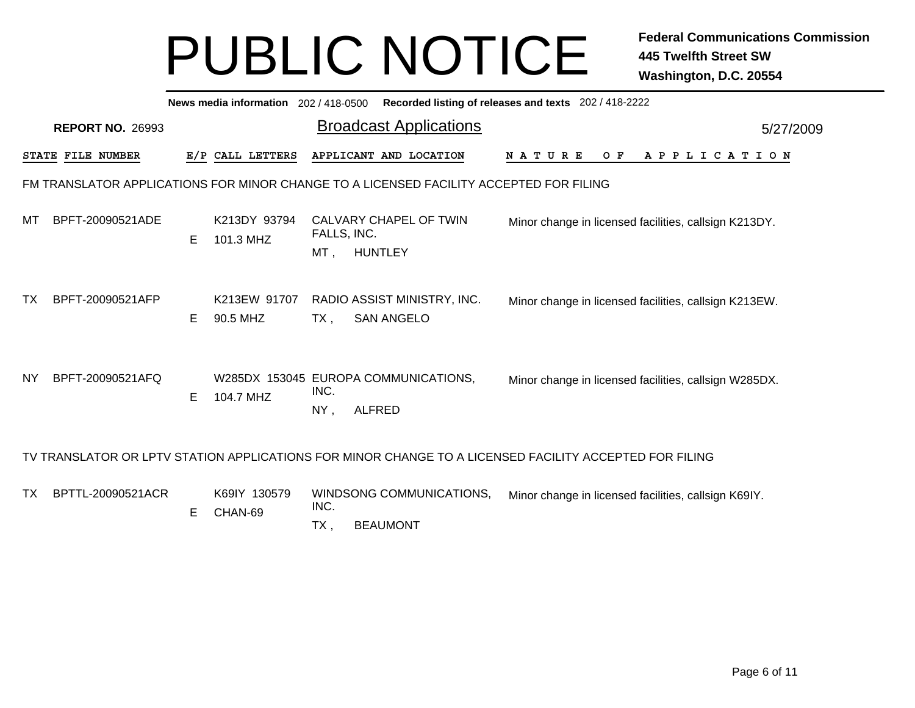# PUBLIC NOTICE

**Federal Communications Commission**
**445 Twelfth Street SW**
**Washington, D.C. 20554**

**News media information** 202 / 418-0500 **Recorded listing of releases and texts** 202 / 418-2222

**REPORT NO.** 26993

## Broadcast Applications

5/27/2009

### FM TRANSLATOR APPLICATIONS FOR MINOR CHANGE TO A LICENSED FACILITY ACCEPTED FOR FILING

| STATE | FILE NUMBER | E/P | CALL LETTERS | APPLICANT AND LOCATION | NATURE OF APPLICATION |
|---|---|---|---|---|---|
| MT | BPFT-20090521ADE | E | K213DY 93794<br>101.3 MHZ | CALVARY CHAPEL OF TWIN FALLS, INC.<br>MT , HUNTLEY | Minor change in licensed facilities, callsign K213DY. |
| TX | BPFT-20090521AFP | E | K213EW 91707<br>90.5 MHZ | RADIO ASSIST MINISTRY, INC.<br>TX , SAN ANGELO | Minor change in licensed facilities, callsign K213EW. |
| NY | BPFT-20090521AFQ | E | W285DX 153045<br>104.7 MHZ | EUROPA COMMUNICATIONS, INC.<br>NY , ALFRED | Minor change in licensed facilities, callsign W285DX. |

### TV TRANSLATOR OR LPTV STATION APPLICATIONS FOR MINOR CHANGE TO A LICENSED FACILITY ACCEPTED FOR FILING

| STATE | FILE NUMBER | E/P | CALL LETTERS | APPLICANT AND LOCATION | NATURE OF APPLICATION |
|---|---|---|---|---|---|
| TX | BPTTL-20090521ACR | E | K69IY 130579<br>CHAN-69 | WINDSONG COMMUNICATIONS, INC.<br>TX , BEAUMONT | Minor change in licensed facilities, callsign K69IY. |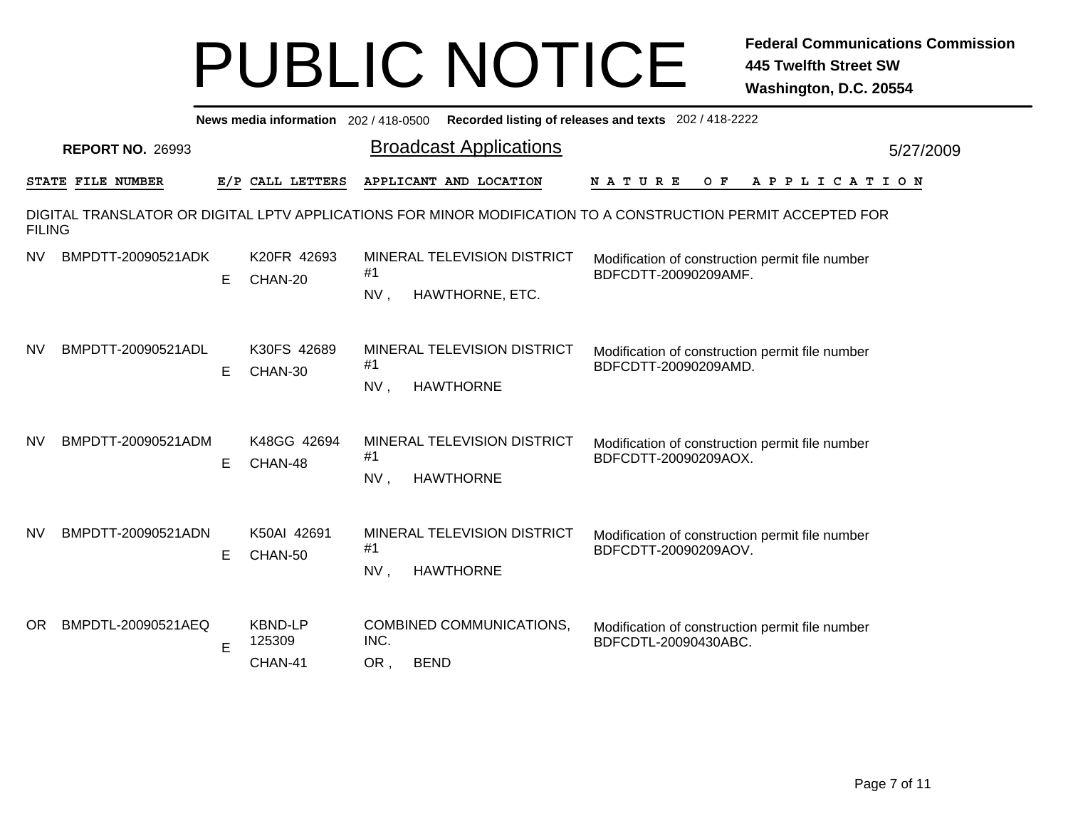# PUBLIC NOTICE

**Federal Communications Commission**
**445 Twelfth Street SW**
**Washington, D.C. 20554**

**News media information** 202 / 418-0500 **Recorded listing of releases and texts** 202 / 418-2222

**REPORT NO.** 26993

## Broadcast Applications

5/27/2009

DIGITAL TRANSLATOR OR DIGITAL LPTV APPLICATIONS FOR MINOR MODIFICATION TO A CONSTRUCTION PERMIT ACCEPTED FOR FILING

| STATE | FILE NUMBER | E/P | CALL LETTERS | APPLICANT AND LOCATION | NATURE OF APPLICATION |
|---|---|---|---|---|---|
| NV | BMPDTT-20090521ADK | E | K20FR 42693 CHAN-20 | MINERAL TELEVISION DISTRICT #1 NV , HAWTHORNE, ETC. | Modification of construction permit file number BDFCDTT-20090209AMF. |
| NV | BMPDTT-20090521ADL | E | K30FS 42689 CHAN-30 | MINERAL TELEVISION DISTRICT #1 NV , HAWTHORNE | Modification of construction permit file number BDFCDTT-20090209AMD. |
| NV | BMPDTT-20090521ADM | E | K48GG 42694 CHAN-48 | MINERAL TELEVISION DISTRICT #1 NV , HAWTHORNE | Modification of construction permit file number BDFCDTT-20090209AOX. |
| NV | BMPDTT-20090521ADN | E | K50AI 42691 CHAN-50 | MINERAL TELEVISION DISTRICT #1 NV , HAWTHORNE | Modification of construction permit file number BDFCDTT-20090209AOV. |
| OR | BMPDTL-20090521AEQ | E | KBND-LP 125309 CHAN-41 | COMBINED COMMUNICATIONS, INC. OR , BEND | Modification of construction permit file number BDFCDTL-20090430ABC. |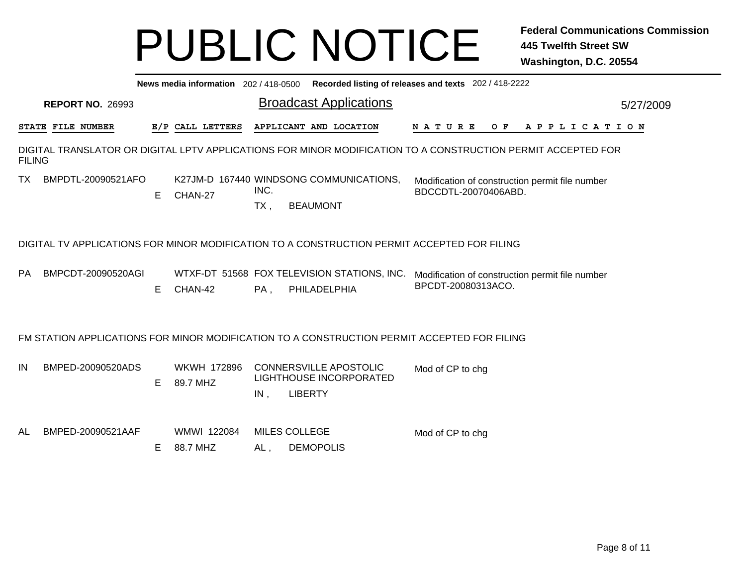# PUBLIC NOTICE

**Federal Communications Commission**
**445 Twelfth Street SW**
**Washington, D.C. 20554**

**News media information** 202 / 418-0500 **Recorded listing of releases and texts** 202 / 418-2222

**REPORT NO.** 26993

## Broadcast Applications

5/27/2009

### DIGITAL TRANSLATOR OR DIGITAL LPTV APPLICATIONS FOR MINOR MODIFICATION TO A CONSTRUCTION PERMIT ACCEPTED FOR FILING

| STATE | FILE NUMBER | E/P | CALL LETTERS | APPLICANT AND LOCATION | NATURE OF APPLICATION |
|---|---|---|---|---|---|
| TX | BMPDTL-20090521AFO | E | K27JM-D 167440 CHAN-27 | WINDSONG COMMUNICATIONS, INC. TX , BEAUMONT | Modification of construction permit file number BDCCDTL-20070406ABD. |

### DIGITAL TV APPLICATIONS FOR MINOR MODIFICATION TO A CONSTRUCTION PERMIT ACCEPTED FOR FILING

| STATE | FILE NUMBER | E/P | CALL LETTERS | APPLICANT AND LOCATION | NATURE OF APPLICATION |
|---|---|---|---|---|---|
| PA | BMPCDT-20090520AGI | E | WTXF-DT 51568 CHAN-42 | FOX TELEVISION STATIONS, INC. PA , PHILADELPHIA | Modification of construction permit file number BPCDT-20080313ACO. |

### FM STATION APPLICATIONS FOR MINOR MODIFICATION TO A CONSTRUCTION PERMIT ACCEPTED FOR FILING

| STATE | FILE NUMBER | E/P | CALL LETTERS | APPLICANT AND LOCATION | NATURE OF APPLICATION |
|---|---|---|---|---|---|
| IN | BMPED-20090520ADS | E | WKWH 172896 89.7 MHZ | CONNERSVILLE APOSTOLIC LIGHTHOUSE INCORPORATED IN , LIBERTY | Mod of CP to chg |
| AL | BMPED-20090521AAF | E | WMWI 122084 88.7 MHZ | MILES COLLEGE AL , DEMOPOLIS | Mod of CP to chg |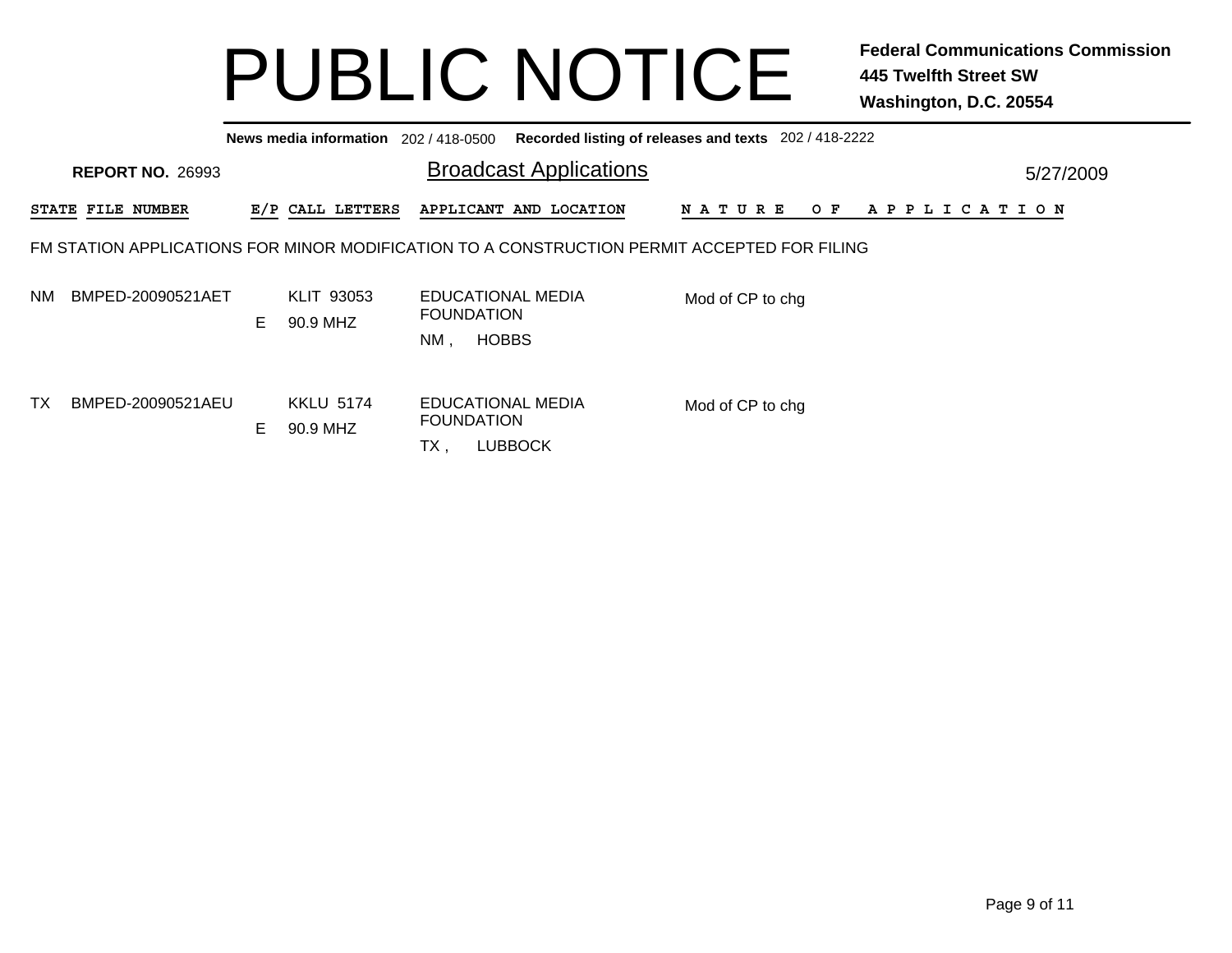# PUBLIC NOTICE

**Federal Communications Commission**
**445 Twelfth Street SW**
**Washington, D.C. 20554**

**News media information** 202 / 418-0500 **Recorded listing of releases and texts** 202 / 418-2222

**REPORT NO.** 26993

## Broadcast Applications

5/27/2009

FM STATION APPLICATIONS FOR MINOR MODIFICATION TO A CONSTRUCTION PERMIT ACCEPTED FOR FILING

| STATE | FILE NUMBER | E/P | CALL LETTERS | APPLICANT AND LOCATION | NATURE OF APPLICATION |
|---|---|---|---|---|---|
| NM | BMPED-20090521AET | E | KLIT 93053<br>90.9 MHZ | EDUCATIONAL MEDIA FOUNDATION<br>NM , HOBBS | Mod of CP to chg |
| TX | BMPED-20090521AEU | E | KKLU 5174<br>90.9 MHZ | EDUCATIONAL MEDIA FOUNDATION<br>TX , LUBBOCK | Mod of CP to chg |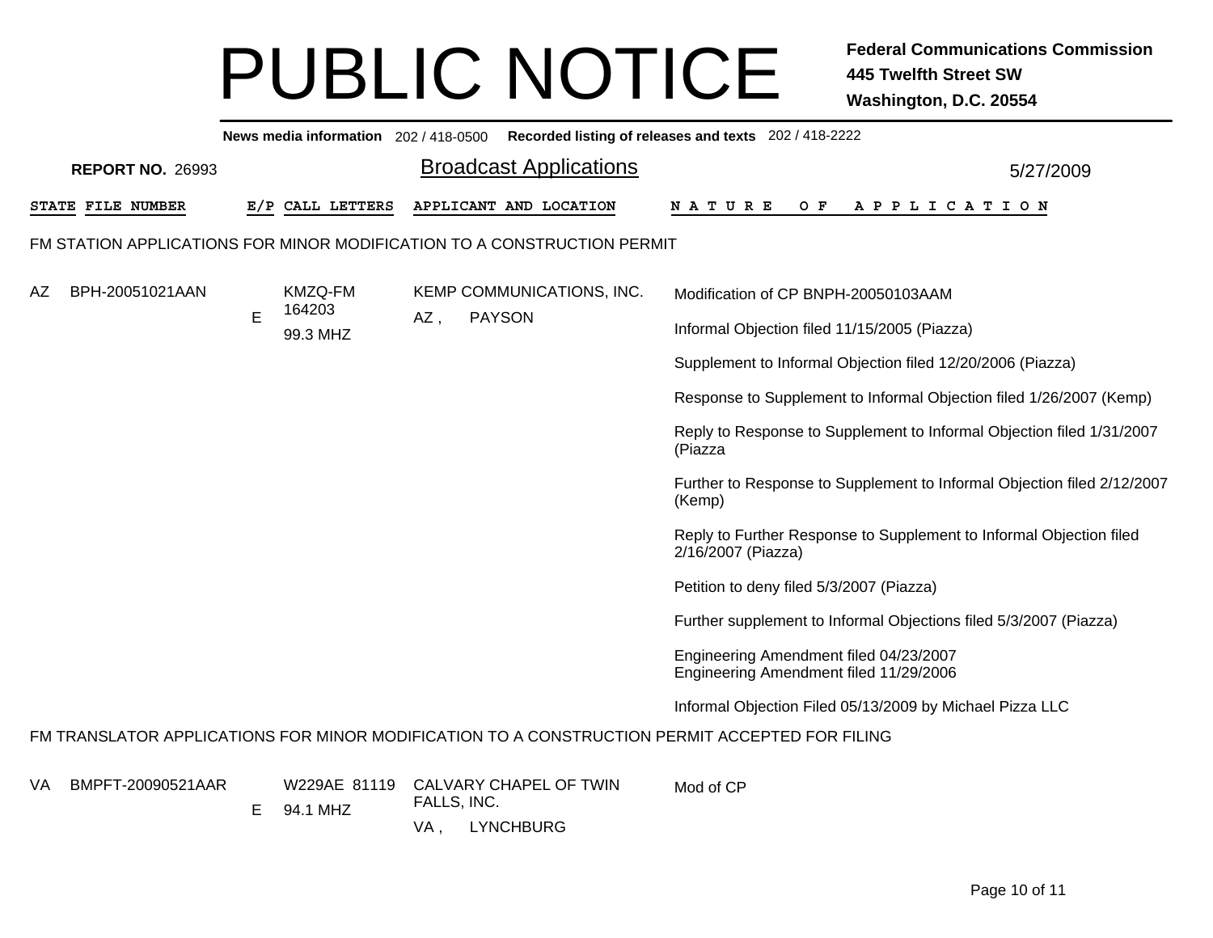# PUBLIC NOTICE

**Federal Communications Commission**
**445 Twelfth Street SW**
**Washington, D.C. 20554**

**News media information** 202 / 418-0500 **Recorded listing of releases and texts** 202 / 418-2222

**REPORT NO.** 26993

## Broadcast Applications

5/27/2009

| STATE | FILE NUMBER | E/P | CALL LETTERS | APPLICANT AND LOCATION | NATURE OF APPLICATION |
|---|---|---|---|---|---|

### FM STATION APPLICATIONS FOR MINOR MODIFICATION TO A CONSTRUCTION PERMIT

| STATE | FILE NUMBER | E/P | CALL LETTERS | APPLICANT AND LOCATION | NATURE OF APPLICATION |
|---|---|---|---|---|---|
| AZ | BPH-20051021AAN | E | KMZQ-FM 164203 99.3 MHZ | KEMP COMMUNICATIONS, INC. AZ , PAYSON | Modification of CP BNPH-20050103AAM<br><br>Informal Objection filed 11/15/2005 (Piazza)<br><br>Supplement to Informal Objection filed 12/20/2006 (Piazza)<br><br>Response to Supplement to Informal Objection filed 1/26/2007 (Kemp)<br><br>Reply to Response to Supplement to Informal Objection filed 1/31/2007 (Piazza<br><br>Further to Response to Supplement to Informal Objection filed 2/12/2007 (Kemp)<br><br>Reply to Further Response to Supplement to Informal Objection filed 2/16/2007 (Piazza)<br><br>Petition to deny filed 5/3/2007 (Piazza)<br><br>Further supplement to Informal Objections filed 5/3/2007 (Piazza)<br><br>Engineering Amendment filed 04/23/2007<br>Engineering Amendment filed 11/29/2006<br><br>Informal Objection Filed 05/13/2009 by Michael Pizza LLC |

### FM TRANSLATOR APPLICATIONS FOR MINOR MODIFICATION TO A CONSTRUCTION PERMIT ACCEPTED FOR FILING

| STATE | FILE NUMBER | E/P | CALL LETTERS | APPLICANT AND LOCATION | NATURE OF APPLICATION |
|---|---|---|---|---|---|
| VA | BMPFT-20090521AAR | E | W229AE 81119 94.1 MHZ | CALVARY CHAPEL OF TWIN FALLS, INC. VA , LYNCHBURG | Mod of CP |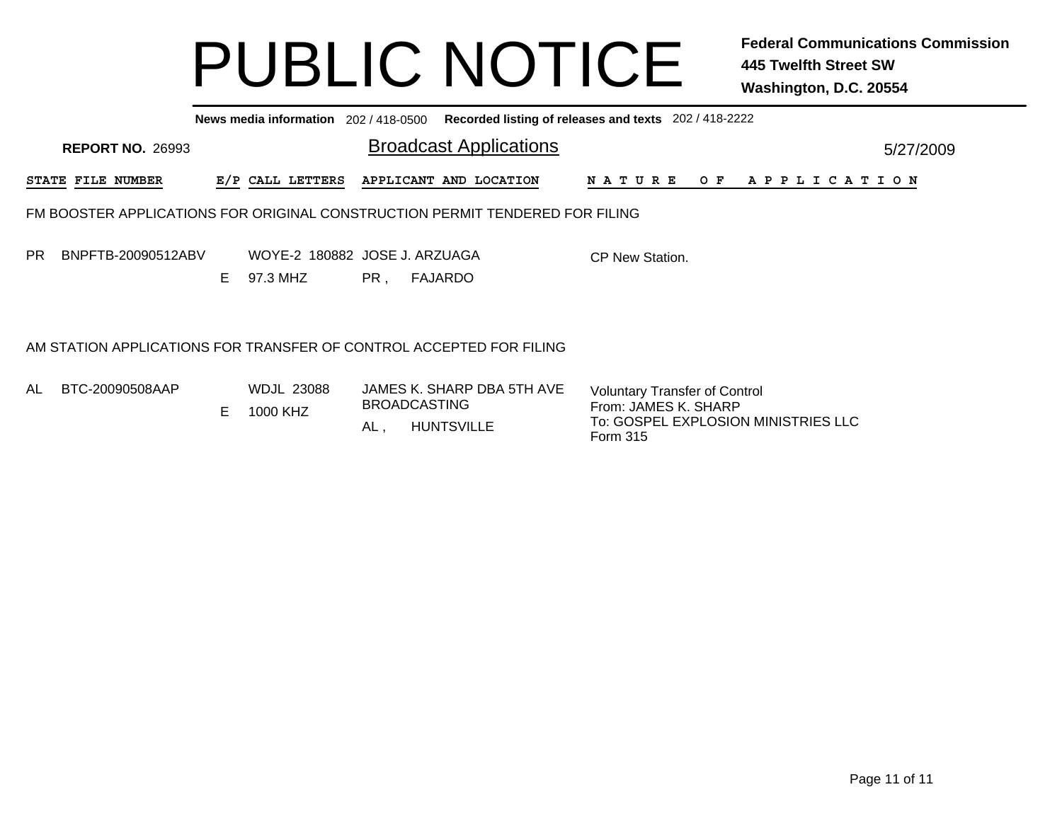# PUBLIC NOTICE

**Federal Communications Commission**
**445 Twelfth Street SW**
**Washington, D.C. 20554**

**News media information** 202 / 418-0500 **Recorded listing of releases and texts** 202 / 418-2222

**REPORT NO.** 26993

## Broadcast Applications

5/27/2009

| STATE | FILE NUMBER | E/P | CALL LETTERS | APPLICANT AND LOCATION | NATURE OF APPLICATION |
|---|---|---|---|---|---|

FM BOOSTER APPLICATIONS FOR ORIGINAL CONSTRUCTION PERMIT TENDERED FOR FILING

| STATE | FILE NUMBER | E/P | CALL LETTERS | APPLICANT AND LOCATION | NATURE OF APPLICATION |
|---|---|---|---|---|---|
| PR | BNPFTB-20090512ABV | E | WOYE-2 180882<br>97.3 MHZ | JOSE J. ARZUAGA<br>PR , FAJARDO | CP New Station. |

AM STATION APPLICATIONS FOR TRANSFER OF CONTROL ACCEPTED FOR FILING

| STATE | FILE NUMBER | E/P | CALL LETTERS | APPLICANT AND LOCATION | NATURE OF APPLICATION |
|---|---|---|---|---|---|
| AL | BTC-20090508AAP | E | WDJL 23088<br>1000 KHZ | JAMES K. SHARP DBA 5TH AVE BROADCASTING<br>AL , HUNTSVILLE | Voluntary Transfer of Control<br>From: JAMES K. SHARP<br>To: GOSPEL EXPLOSION MINISTRIES LLC<br>Form 315 |